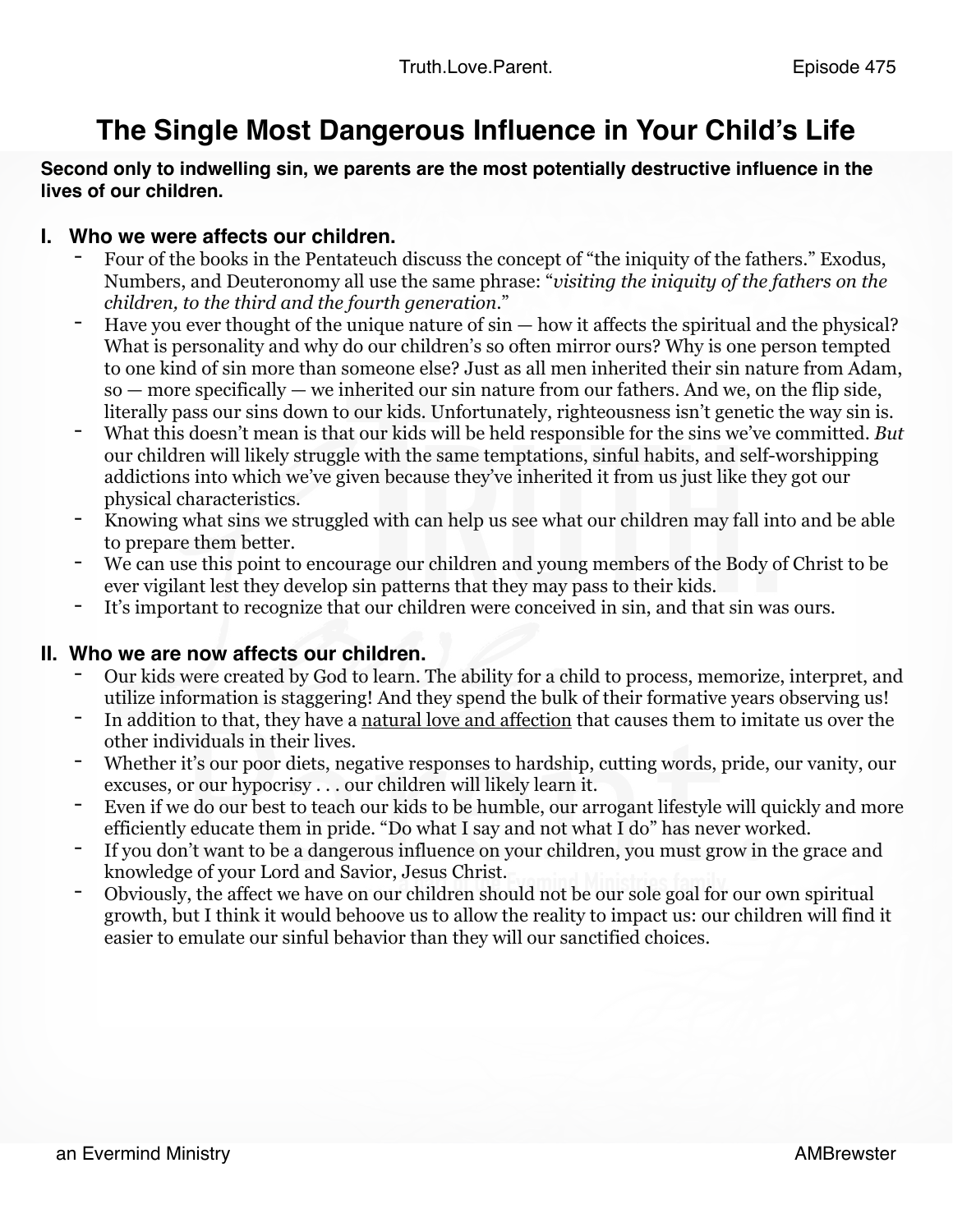# The Single Most Dangerous Influence in Your Child's Life

**Second only to indwelling sin, we parents are the most potentially destructive influence in the lives of our children.**

## I. Who we were affects our children.

- Four of the books in the Pentateuch discuss the concept of "the iniquity of the fathers." Exodus, Numbers, and Deuteronomy all use the same phrase: "*visiting the iniquity of the fathers on the children, to the third and the fourth generation.*"
- Have you ever thought of the unique nature of sin — how it affects the spiritual and the physical? What is personality and why do our children's so often mirror ours? Why is one person tempted to one kind of sin more than someone else? Just as all men inherited their sin nature from Adam, so — more specifically — we inherited our sin nature from our fathers. And we, on the flip side, literally pass our sins down to our kids. Unfortunately, righteousness isn't genetic the way sin is.
- What this doesn't mean is that our kids will be held responsible for the sins we've committed. *But* our children will likely struggle with the same temptations, sinful habits, and self-worshipping addictions into which we've given because they've inherited it from us just like they got our physical characteristics.
- Knowing what sins we struggled with can help us see what our children may fall into and be able to prepare them better.
- We can use this point to encourage our children and young members of the Body of Christ to be ever vigilant lest they develop sin patterns that they may pass to their kids.
- It's important to recognize that our children were conceived in sin, and that sin was ours.

## II. Who we are now affects our children.

- Our kids were created by God to learn. The ability for a child to process, memorize, interpret, and utilize information is staggering! And they spend the bulk of their formative years observing us!
- In addition to that, they have a <u>natural love and affection</u> that causes them to imitate us over the other individuals in their lives.
- Whether it's our poor diets, negative responses to hardship, cutting words, pride, our vanity, our excuses, or our hypocrisy . . . our children will likely learn it.
- Even if we do our best to teach our kids to be humble, our arrogant lifestyle will quickly and more efficiently educate them in pride. "Do what I say and not what I do" has never worked.
- If you don't want to be a dangerous influence on your children, you must grow in the grace and knowledge of your Lord and Savior, Jesus Christ.
- Obviously, the affect we have on our children should not be our sole goal for our own spiritual growth, but I think it would behoove us to allow the reality to impact us: our children will find it easier to emulate our sinful behavior than they will our sanctified choices.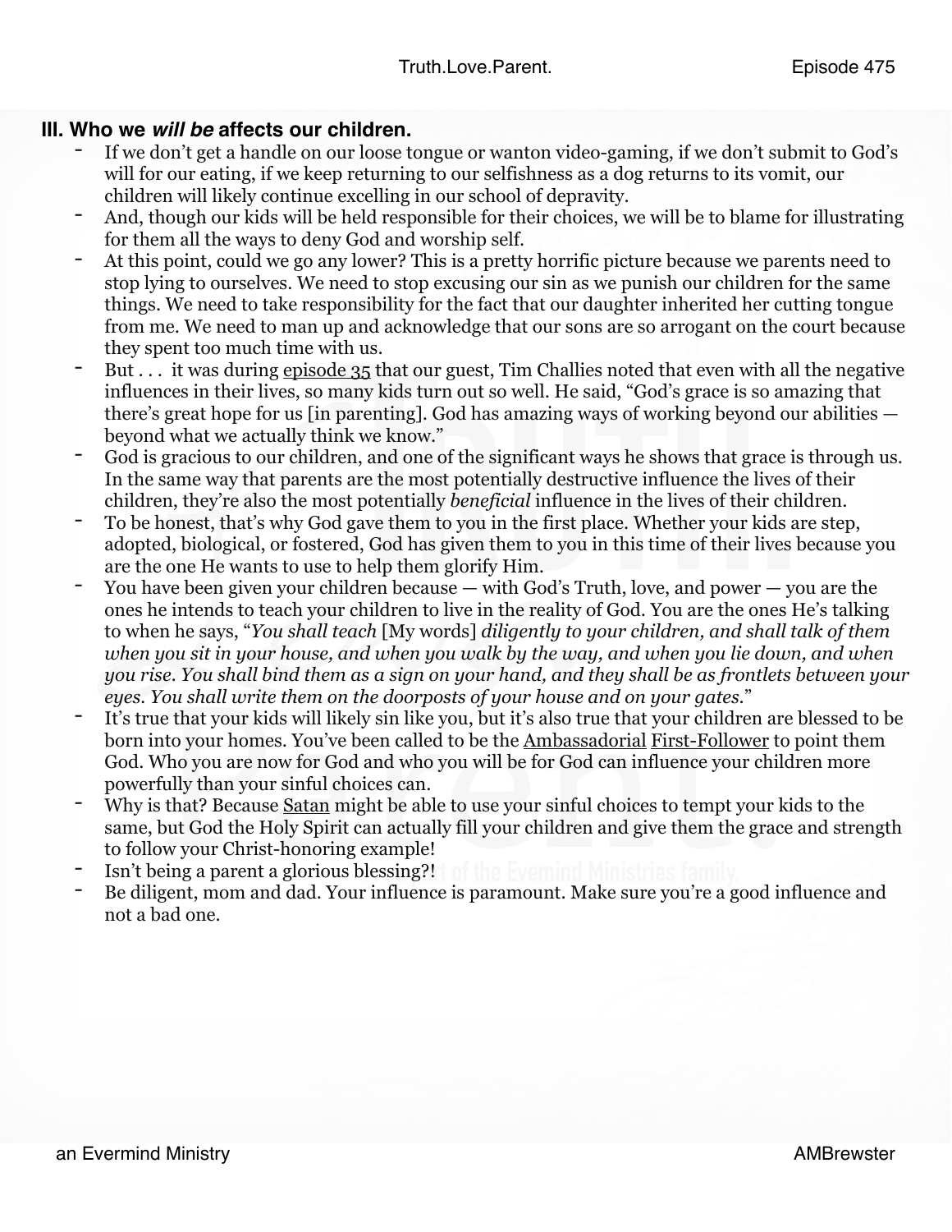### III. Who we ***will be*** affects our children.

- If we don't get a handle on our loose tongue or wanton video-gaming, if we don't submit to God's will for our eating, if we keep returning to our selfishness as a dog returns to its vomit, our children will likely continue excelling in our school of depravity.
- And, though our kids will be held responsible for their choices, we will be to blame for illustrating for them all the ways to deny God and worship self.
- At this point, could we go any lower? This is a pretty horrific picture because we parents need to stop lying to ourselves. We need to stop excusing our sin as we punish our children for the same things. We need to take responsibility for the fact that our daughter inherited her cutting tongue from me. We need to man up and acknowledge that our sons are so arrogant on the court because they spent too much time with us.
- But . . . it was during episode 35 that our guest, Tim Challies noted that even with all the negative influences in their lives, so many kids turn out so well. He said, "God's grace is so amazing that there's great hope for us [in parenting]. God has amazing ways of working beyond our abilities — beyond what we actually think we know."
- God is gracious to our children, and one of the significant ways he shows that grace is through us. In the same way that parents are the most potentially destructive influence the lives of their children, they're also the most potentially *beneficial* influence in the lives of their children.
- To be honest, that's why God gave them to you in the first place. Whether your kids are step, adopted, biological, or fostered, God has given them to you in this time of their lives because you are the one He wants to use to help them glorify Him.
- You have been given your children because — with God's Truth, love, and power — you are the ones he intends to teach your children to live in the reality of God. You are the ones He's talking to when he says, "*You shall teach* [My words] *diligently to your children, and shall talk of them when you sit in your house, and when you walk by the way, and when you lie down, and when you rise. You shall bind them as a sign on your hand, and they shall be as frontlets between your eyes. You shall write them on the doorposts of your house and on your gates.*"
- It's true that your kids will likely sin like you, but it's also true that your children are blessed to be born into your homes. You've been called to be the Ambassadorial First-Follower to point them God. Who you are now for God and who you will be for God can influence your children more powerfully than your sinful choices can.
- Why is that? Because Satan might be able to use your sinful choices to tempt your kids to the same, but God the Holy Spirit can actually fill your children and give them the grace and strength to follow your Christ-honoring example!
- Isn't being a parent a glorious blessing?!
- Be diligent, mom and dad. Your influence is paramount. Make sure you're a good influence and not a bad one.